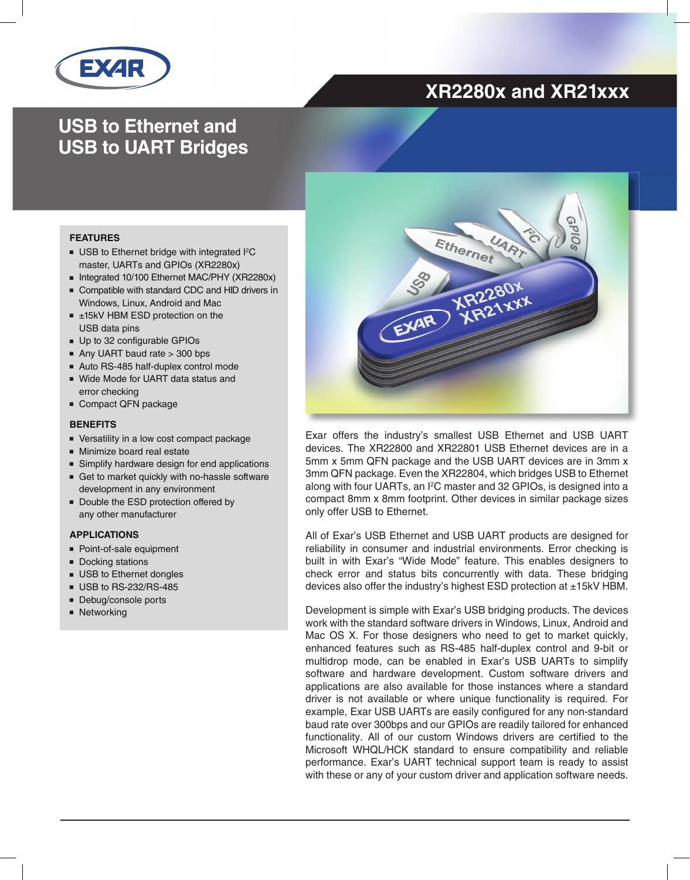# XR2280x and XR21xxx

# USB to Ethernet and USB to UART Bridges

### FEATURES

- USB to Ethernet bridge with integrated I²C master, UARTs and GPIOs (XR2280x)
- Integrated 10/100 Ethernet MAC/PHY (XR2280x)
- Compatible with standard CDC and HID drivers in Windows, Linux, Android and Mac
- ±15kV HBM ESD protection on the USB data pins
- Up to 32 configurable GPIOs
- Any UART baud rate > 300 bps
- Auto RS-485 half-duplex control mode
- Wide Mode for UART data status and error checking
- Compact QFN package

### BENEFITS

- Versatility in a low cost compact package
- Minimize board real estate
- Simplify hardware design for end applications
- Get to market quickly with no-hassle software development in any environment
- Double the ESD protection offered by any other manufacturer

### APPLICATIONS

- Point-of-sale equipment
- Docking stations
- USB to Ethernet dongles
- USB to RS-232/RS-485
- Debug/console ports
- Networking

Exar offers the industry's smallest USB Ethernet and USB UART devices. The XR22800 and XR22801 USB Ethernet devices are in a 5mm x 5mm QFN package and the USB UART devices are in 3mm x 3mm QFN package. Even the XR22804, which bridges USB to Ethernet along with four UARTs, an I²C master and 32 GPIOs, is designed into a compact 8mm x 8mm footprint. Other devices in similar package sizes only offer USB to Ethernet.

All of Exar's USB Ethernet and USB UART products are designed for reliability in consumer and industrial environments. Error checking is built in with Exar's "Wide Mode" feature. This enables designers to check error and status bits concurrently with data. These bridging devices also offer the industry's highest ESD protection at ±15kV HBM.

Development is simple with Exar's USB bridging products. The devices work with the standard software drivers in Windows, Linux, Android and Mac OS X. For those designers who need to get to market quickly, enhanced features such as RS-485 half-duplex control and 9-bit or multidrop mode, can be enabled in Exar's USB UARTs to simplify software and hardware development. Custom software drivers and applications are also available for those instances where a standard driver is not available or where unique functionality is required. For example, Exar USB UARTs are easily configured for any non-standard baud rate over 300bps and our GPIOs are readily tailored for enhanced functionality. All of our custom Windows drivers are certified to the Microsoft WHQL/HCK standard to ensure compatibility and reliable performance. Exar's UART technical support team is ready to assist with these or any of your custom driver and application software needs.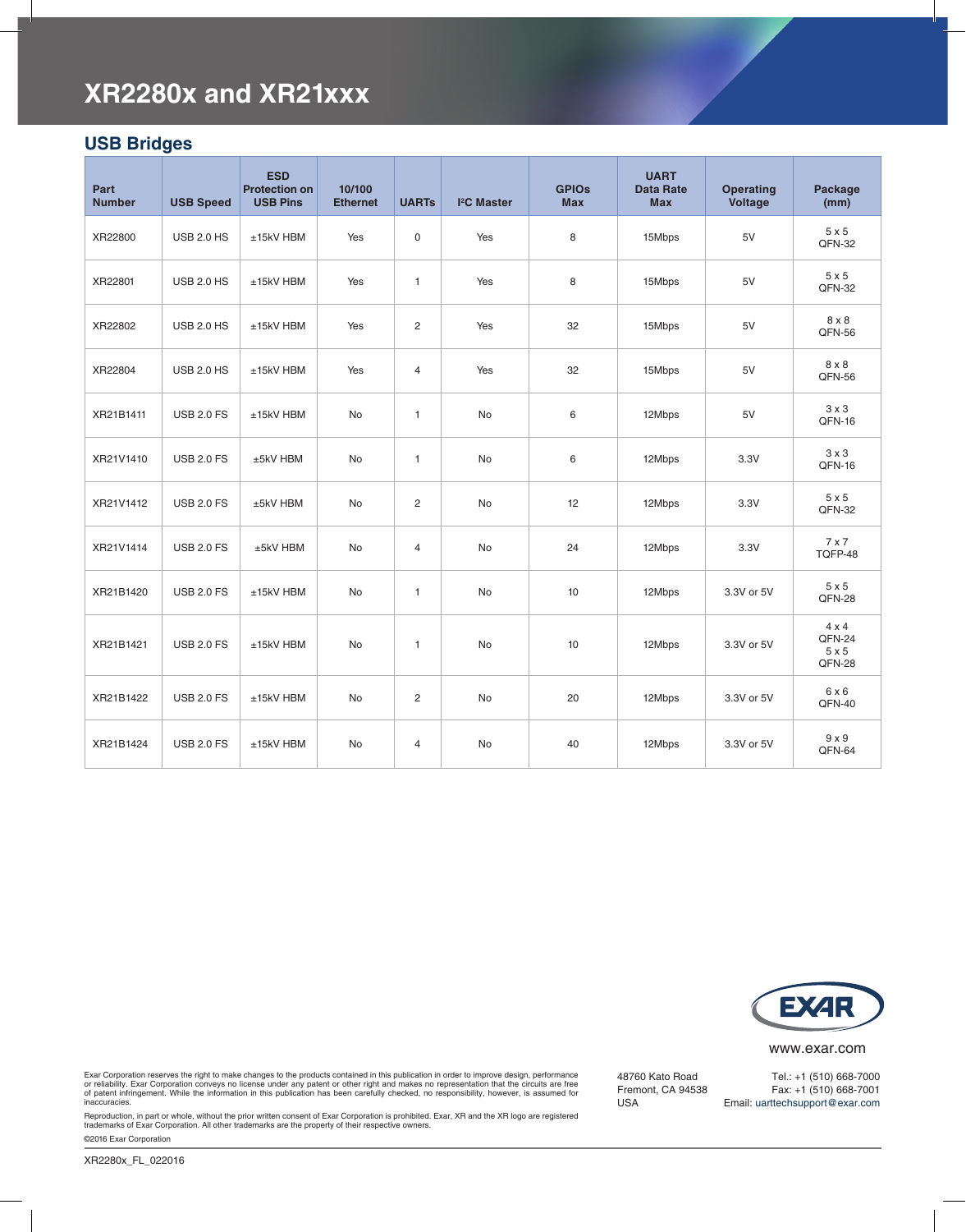# XR2280x and XR21xxx

## USB Bridges

| Part Number | USB Speed | ESD Protection on USB Pins | 10/100 Ethernet | UARTs | I²C Master | GPIOs Max | UART Data Rate Max | Operating Voltage | Package (mm) |
|---|---|---|---|---|---|---|---|---|---|
| XR22800 | USB 2.0 HS | ±15kV HBM | Yes | 0 | Yes | 8 | 15Mbps | 5V | 5 x 5 QFN-32 |
| XR22801 | USB 2.0 HS | ±15kV HBM | Yes | 1 | Yes | 8 | 15Mbps | 5V | 5 x 5 QFN-32 |
| XR22802 | USB 2.0 HS | ±15kV HBM | Yes | 2 | Yes | 32 | 15Mbps | 5V | 8 x 8 QFN-56 |
| XR22804 | USB 2.0 HS | ±15kV HBM | Yes | 4 | Yes | 32 | 15Mbps | 5V | 8 x 8 QFN-56 |
| XR21B1411 | USB 2.0 FS | ±15kV HBM | No | 1 | No | 6 | 12Mbps | 5V | 3 x 3 QFN-16 |
| XR21V1410 | USB 2.0 FS | ±5kV HBM | No | 1 | No | 6 | 12Mbps | 3.3V | 3 x 3 QFN-16 |
| XR21V1412 | USB 2.0 FS | ±5kV HBM | No | 2 | No | 12 | 12Mbps | 3.3V | 5 x 5 QFN-32 |
| XR21V1414 | USB 2.0 FS | ±5kV HBM | No | 4 | No | 24 | 12Mbps | 3.3V | 7 x 7 TQFP-48 |
| XR21B1420 | USB 2.0 FS | ±15kV HBM | No | 1 | No | 10 | 12Mbps | 3.3V or 5V | 5 x 5 QFN-28 |
| XR21B1421 | USB 2.0 FS | ±15kV HBM | No | 1 | No | 10 | 12Mbps | 3.3V or 5V | 4 x 4 QFN-24 5 x 5 QFN-28 |
| XR21B1422 | USB 2.0 FS | ±15kV HBM | No | 2 | No | 20 | 12Mbps | 3.3V or 5V | 6 x 6 QFN-40 |
| XR21B1424 | USB 2.0 FS | ±15kV HBM | No | 4 | No | 40 | 12Mbps | 3.3V or 5V | 9 x 9 QFN-64 |

EXAR

www.exar.com

Exar Corporation reserves the right to make changes to the products contained in this publication in order to improve design, performance or reliability. Exar Corporation conveys no license under any patent or other right and makes no representation that the circuits are free of patent infringement. While the information in this publication has been carefully checked, no responsibility, however, is assumed for inaccuracies.

Reproduction, in part or whole, without the prior written consent of Exar Corporation is prohibited. Exar, XR and the XR logo are registered trademarks of Exar Corporation. All other trademarks are the property of their respective owners.

©2016 Exar Corporation

48760 Kato Road
Fremont, CA 94538
USA

Tel.: +1 (510) 668-7000
Fax: +1 (510) 668-7001
Email: uarttechsupport@exar.com

XR2280x_FL_022016